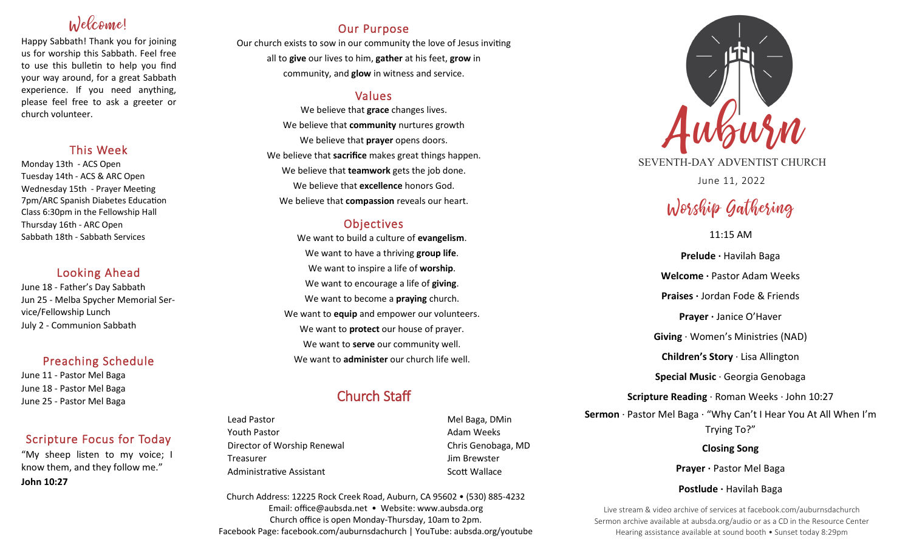# Welcome!

Happy Sabbath! Thank you for joining us for worship this Sabbath. Feel free to use this bulletin to help you find your way around, for a great Sabbath experience. If you need anything, please feel free to ask a greeter or church volunteer.

## This Week

Monday 13th - ACS Open
Tuesday 14th - ACS & ARC Open
Wednesday 15th - Prayer Meeting 7pm/ARC Spanish Diabetes Education Class 6:30pm in the Fellowship Hall
Thursday 16th - ARC Open
Sabbath 18th - Sabbath Services

## Looking Ahead

June 18 - Father's Day Sabbath
Jun 25 - Melba Spycher Memorial Service/Fellowship Lunch
July 2 - Communion Sabbath

## Preaching Schedule

June 11 - Pastor Mel Baga
June 18 - Pastor Mel Baga
June 25 - Pastor Mel Baga

## Scripture Focus for Today

"My sheep listen to my voice; I know them, and they follow me."
**John 10:27**

## Our Purpose

Our church exists to sow in our community the love of Jesus inviting all to **give** our lives to him, **gather** at his feet, **grow** in community, and **glow** in witness and service.

## Values

We believe that **grace** changes lives.
We believe that **community** nurtures growth
We believe that **prayer** opens doors.
We believe that **sacrifice** makes great things happen.
We believe that **teamwork** gets the job done.
We believe that **excellence** honors God.
We believe that **compassion** reveals our heart.

## Objectives

We want to build a culture of **evangelism**.
We want to have a thriving **group life**.
We want to inspire a life of **worship**.
We want to encourage a life of **giving**.
We want to become a **praying** church.
We want to **equip** and empower our volunteers.
We want to **protect** our house of prayer.
We want to **serve** our community well.
We want to **administer** our church life well.

## Church Staff

| | |
|---|---|
| Lead Pastor | Mel Baga, DMin |
| Youth Pastor | Adam Weeks |
| Director of Worship Renewal | Chris Genobaga, MD |
| Treasurer | Jim Brewster |
| Administrative Assistant | Scott Wallace |

Church Address: 12225 Rock Creek Road, Auburn, CA 95602 • (530) 885-4232
Email: office@aubsda.net • Website: www.aubsda.org
Church office is open Monday-Thursday, 10am to 2pm.
Facebook Page: facebook.com/auburnsdachurch | YouTube: aubsda.org/youtube

# Auburn

SEVENTH-DAY ADVENTIST CHURCH

June 11, 2022

# Worship Gathering

11:15 AM

**Prelude ·** Havilah Baga

**Welcome ·** Pastor Adam Weeks

**Praises ·** Jordan Fode & Friends

**Prayer ·** Janice O'Haver

**Giving** · Women's Ministries (NAD)

**Children's Story** · Lisa Allington

**Special Music** · Georgia Genobaga

**Scripture Reading** · Roman Weeks · John 10:27

**Sermon** · Pastor Mel Baga · "Why Can't I Hear You At All When I'm Trying To?"

**Closing Song**

**Prayer ·** Pastor Mel Baga

**Postlude ·** Havilah Baga

Live stream & video archive of services at facebook.com/auburnsdachurch
Sermon archive available at aubsda.org/audio or as a CD in the Resource Center
Hearing assistance available at sound booth • Sunset today 8:29pm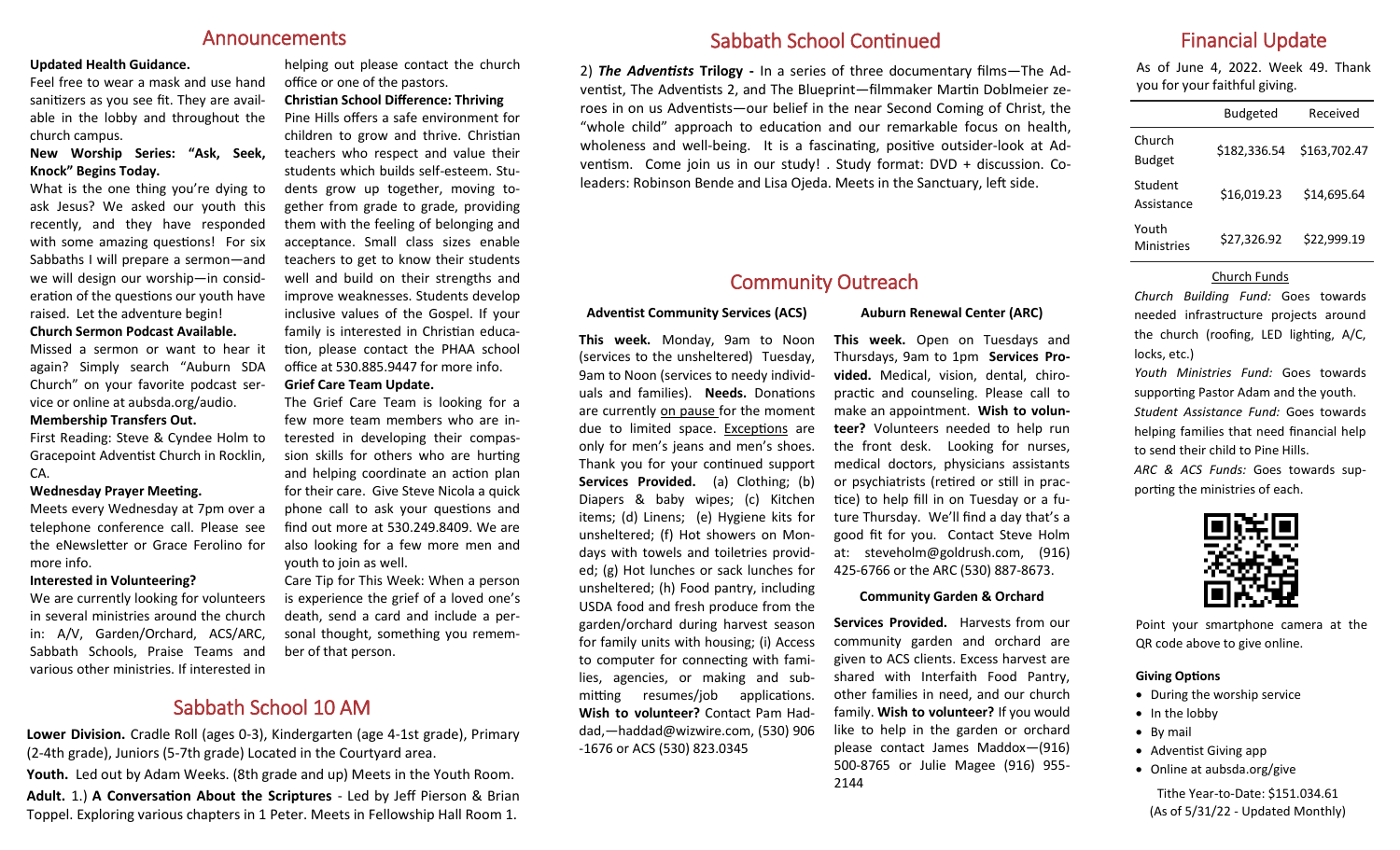## Announcements

**Updated Health Guidance.**

Feel free to wear a mask and use hand sanitizers as you see fit. They are available in the lobby and throughout the church campus.

**New Worship Series: "Ask, Seek, Knock" Begins Today.**

What is the one thing you're dying to ask Jesus? We asked our youth this recently, and they have responded with some amazing questions! For six Sabbaths I will prepare a sermon—and we will design our worship—in consideration of the questions our youth have raised. Let the adventure begin!

**Church Sermon Podcast Available.**

Missed a sermon or want to hear it again? Simply search "Auburn SDA Church" on your favorite podcast service or online at aubsda.org/audio.

**Membership Transfers Out.**

First Reading: Steve & Cyndee Holm to Gracepoint Adventist Church in Rocklin, CA.

**Wednesday Prayer Meeting.**

Meets every Wednesday at 7pm over a telephone conference call. Please see the eNewsletter or Grace Ferolino for more info.

**Interested in Volunteering?**

We are currently looking for volunteers in several ministries around the church in: A/V, Garden/Orchard, ACS/ARC, Sabbath Schools, Praise Teams and various other ministries. If interested in helping out please contact the church office or one of the pastors.

**Christian School Difference: Thriving**

Pine Hills offers a safe environment for children to grow and thrive. Christian teachers who respect and value their students which builds self-esteem. Students grow up together, moving together from grade to grade, providing them with the feeling of belonging and acceptance. Small class sizes enable teachers to get to know their students well and build on their strengths and improve weaknesses. Students develop inclusive values of the Gospel. If your family is interested in Christian education, please contact the PHAA school office at 530.885.9447 for more info.

**Grief Care Team Update.**

The Grief Care Team is looking for a few more team members who are interested in developing their compassion skills for others who are hurting and helping coordinate an action plan for their care. Give Steve Nicola a quick phone call to ask your questions and find out more at 530.249.8409. We are also looking for a few more men and youth to join as well.

Care Tip for This Week: When a person is experience the grief of a loved one's death, send a card and include a personal thought, something you remember of that person.

## Sabbath School 10 AM

**Lower Division.** Cradle Roll (ages 0-3), Kindergarten (age 4-1st grade), Primary (2-4th grade), Juniors (5-7th grade) Located in the Courtyard area.

**Youth.** Led out by Adam Weeks. (8th grade and up) Meets in the Youth Room.

**Adult.** 1.) **A Conversation About the Scriptures** - Led by Jeff Pierson & Brian Toppel. Exploring various chapters in 1 Peter. Meets in Fellowship Hall Room 1.

## Sabbath School Continued

2) ***The Adventists* Trilogy -** In a series of three documentary films—The Adventist, The Adventists 2, and The Blueprint—filmmaker Martin Doblmeier zeroes in on us Adventists—our belief in the near Second Coming of Christ, the "whole child" approach to education and our remarkable focus on health, wholeness and well-being. It is a fascinating, positive outsider-look at Adventism. Come join us in our study! . Study format: DVD + discussion. Co-leaders: Robinson Bende and Lisa Ojeda. Meets in the Sanctuary, left side.

## Community Outreach

### Adventist Community Services (ACS)

**This week.** Monday, 9am to Noon (services to the unsheltered) Tuesday, 9am to Noon (services to needy individuals and families). **Needs.** Donations are currently on pause for the moment due to limited space. Exceptions are only for men's jeans and men's shoes. Thank you for your continued support **Services Provided.** (a) Clothing; (b) Diapers & baby wipes; (c) Kitchen items; (d) Linens; (e) Hygiene kits for unsheltered; (f) Hot showers on Mondays with towels and toiletries provided; (g) Hot lunches or sack lunches for unsheltered; (h) Food pantry, including USDA food and fresh produce from the garden/orchard during harvest season for family units with housing; (i) Access to computer for connecting with families, agencies, or making and submitting resumes/job applications. **Wish to volunteer?** Contact Pam Haddad,—haddad@wizwire.com, (530) 906 -1676 or ACS (530) 823.0345

### Auburn Renewal Center (ARC)

**This week.** Open on Tuesdays and Thursdays, 9am to 1pm **Services Provided.** Medical, vision, dental, chiropractic and counseling. Please call to make an appointment. **Wish to volunteer?** Volunteers needed to help run the front desk. Looking for nurses, medical doctors, physicians assistants or psychiatrists (retired or still in practice) to help fill in on Tuesday or a future Thursday. We'll find a day that's a good fit for you. Contact Steve Holm at: steveholm@goldrush.com, (916) 425-6766 or the ARC (530) 887-8673.

### Community Garden & Orchard

**Services Provided.** Harvests from our community garden and orchard are given to ACS clients. Excess harvest are shared with Interfaith Food Pantry, other families in need, and our church family. **Wish to volunteer?** If you would like to help in the garden or orchard please contact James Maddox—(916) 500-8765 or Julie Magee (916) 955-2144

## Financial Update

As of June 4, 2022. Week 49. Thank you for your faithful giving.

| | Budgeted | Received |
|---|---|---|
| Church Budget | $182,336.54 | $163,702.47 |
| Student Assistance | $16,019.23 | $14,695.64 |
| Youth Ministries | $27,326.92 | $22,999.19 |

Church Funds

*Church Building Fund:* Goes towards needed infrastructure projects around the church (roofing, LED lighting, A/C, locks, etc.)

*Youth Ministries Fund:* Goes towards supporting Pastor Adam and the youth.

*Student Assistance Fund:* Goes towards helping families that need financial help to send their child to Pine Hills.

*ARC & ACS Funds:* Goes towards supporting the ministries of each.

Point your smartphone camera at the QR code above to give online.

**Giving Options**

- During the worship service
- In the lobby
- By mail
- Adventist Giving app
- Online at aubsda.org/give

Tithe Year-to-Date: $151.034.61
(As of 5/31/22 - Updated Monthly)